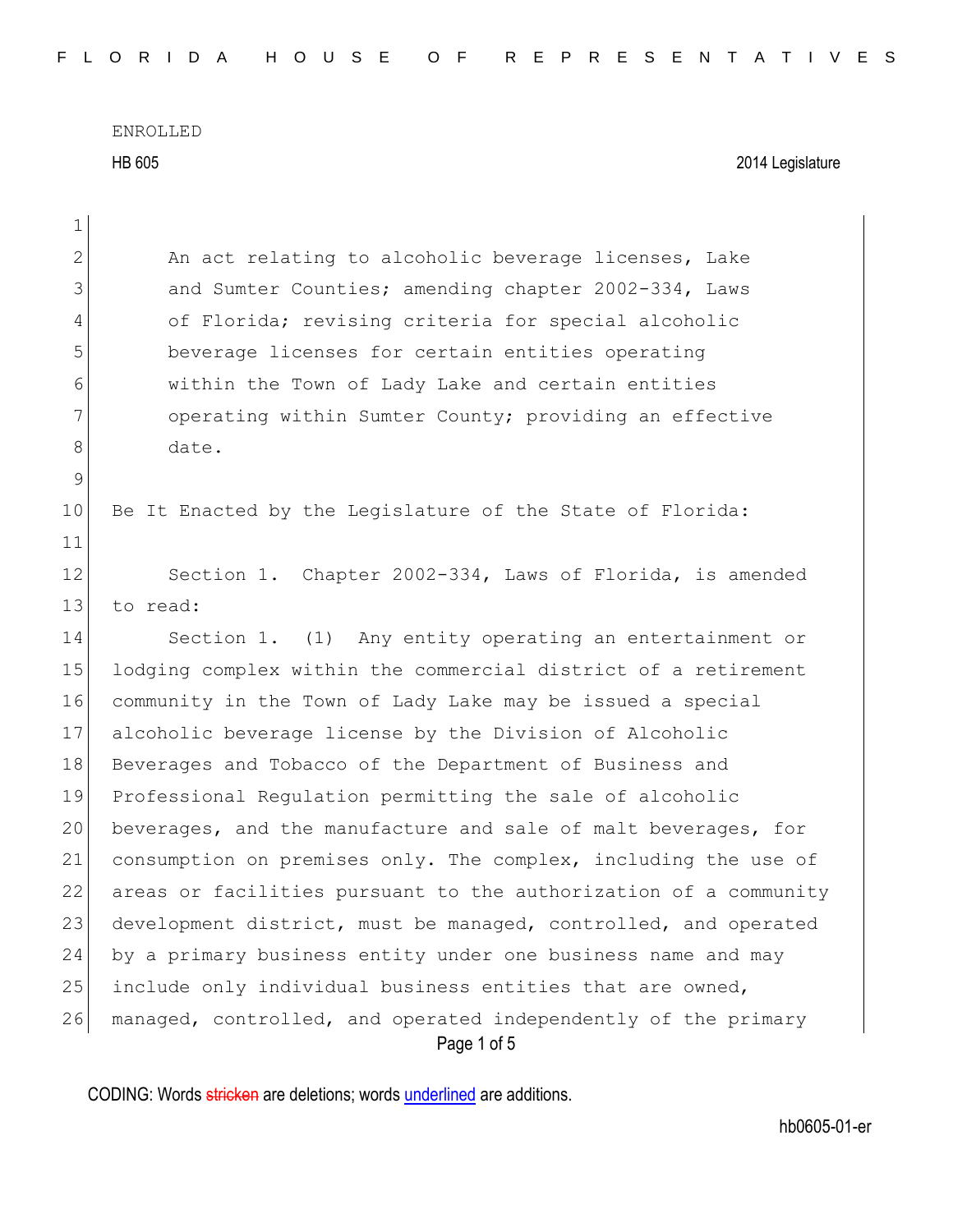ENROLLED

HB 605 2014 Legislature

An act relating to alcoholic beverage licenses, Lake and Sumter Counties; amending chapter 2002-334, Laws of Florida; revising criteria for special alcoholic beverage licenses for certain entities operating within the Town of Lady Lake and certain entities operating within Sumter County; providing an effective date.

Be It Enacted by the Legislature of the State of Florida:

Section 1. Chapter 2002-334, Laws of Florida, is amended to read:

Section 1. (1) Any entity operating an entertainment or lodging complex within the commercial district of a retirement community in the Town of Lady Lake may be issued a special alcoholic beverage license by the Division of Alcoholic Beverages and Tobacco of the Department of Business and Professional Regulation permitting the sale of alcoholic beverages, and the manufacture and sale of malt beverages, for consumption on premises only. The complex, including the use of areas or facilities pursuant to the authorization of a community development district, must be managed, controlled, and operated by a primary business entity under one business name and may include only individual business entities that are owned, managed, controlled, and operated independently of the primary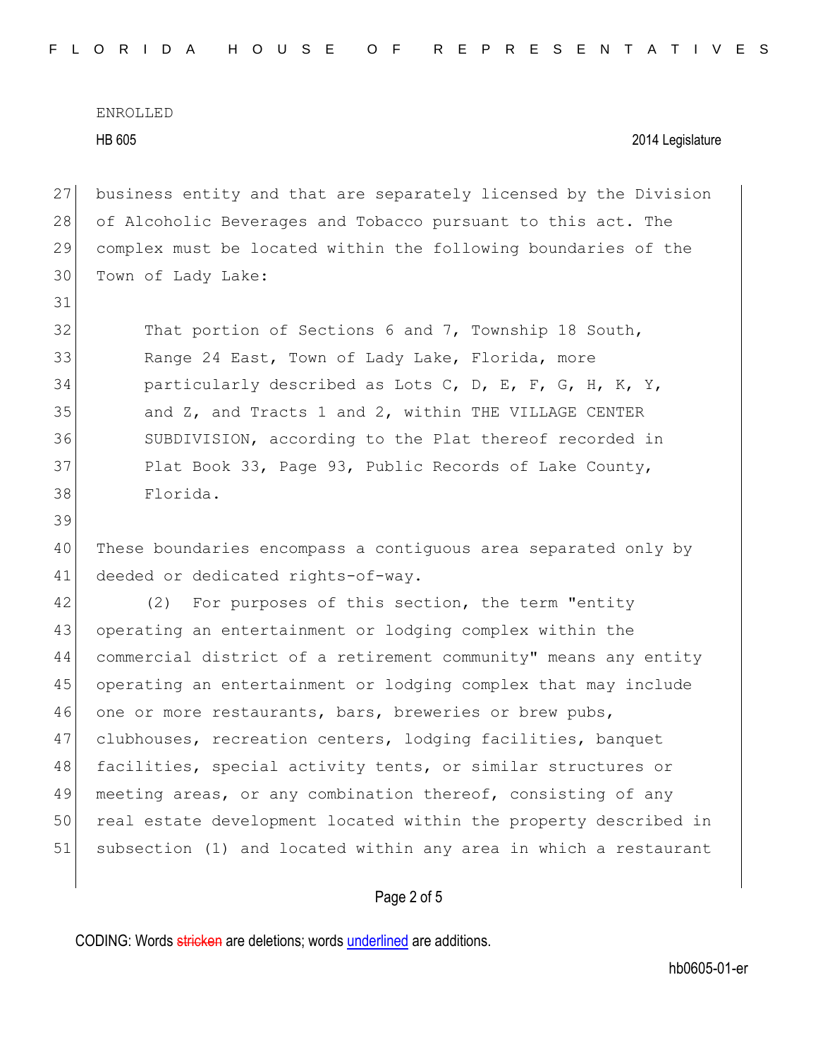business entity and that are separately licensed by the Division of Alcoholic Beverages and Tobacco pursuant to this act. The complex must be located within the following boundaries of the Town of Lady Lake:

> That portion of Sections 6 and 7, Township 18 South, Range 24 East, Town of Lady Lake, Florida, more particularly described as Lots C, D, E, F, G, H, K, Y, and Z, and Tracts 1 and 2, within THE VILLAGE CENTER SUBDIVISION, according to the Plat thereof recorded in Plat Book 33, Page 93, Public Records of Lake County, Florida.

These boundaries encompass a contiguous area separated only by deeded or dedicated rights-of-way.

(2) For purposes of this section, the term "entity operating an entertainment or lodging complex within the commercial district of a retirement community" means any entity operating an entertainment or lodging complex that may include one or more restaurants, bars, breweries or brew pubs, clubhouses, recreation centers, lodging facilities, banquet facilities, special activity tents, or similar structures or meeting areas, or any combination thereof, consisting of any real estate development located within the property described in subsection (1) and located within any area in which a restaurant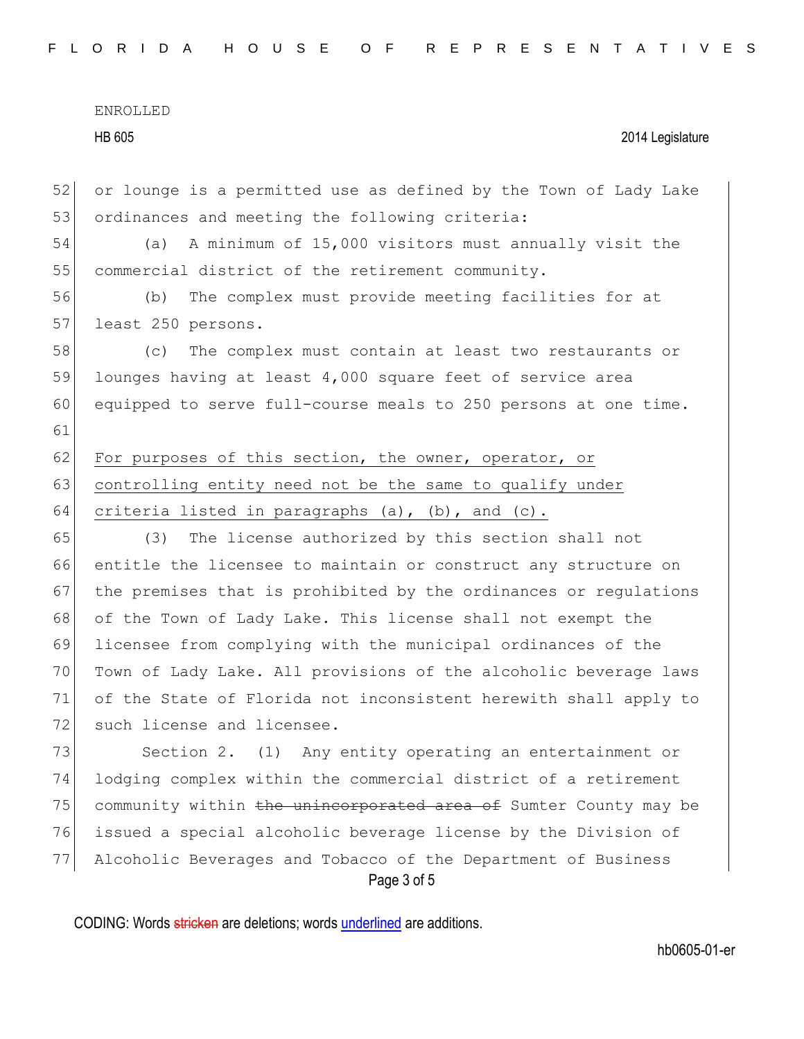or lounge is a permitted use as defined by the Town of Lady Lake ordinances and meeting the following criteria:

(a) A minimum of 15,000 visitors must annually visit the commercial district of the retirement community.

(b) The complex must provide meeting facilities for at least 250 persons.

(c) The complex must contain at least two restaurants or lounges having at least 4,000 square feet of service area equipped to serve full-course meals to 250 persons at one time.

<u>For purposes of this section, the owner, operator, or controlling entity need not be the same to qualify under criteria listed in paragraphs (a), (b), and (c).</u>

(3) The license authorized by this section shall not entitle the licensee to maintain or construct any structure on the premises that is prohibited by the ordinances or regulations of the Town of Lady Lake. This license shall not exempt the licensee from complying with the municipal ordinances of the Town of Lady Lake. All provisions of the alcoholic beverage laws of the State of Florida not inconsistent herewith shall apply to such license and licensee.

Section 2. (1) Any entity operating an entertainment or lodging complex within the commercial district of a retirement community within ~~the unincorporated area of~~ Sumter County may be issued a special alcoholic beverage license by the Division of Alcoholic Beverages and Tobacco of the Department of Business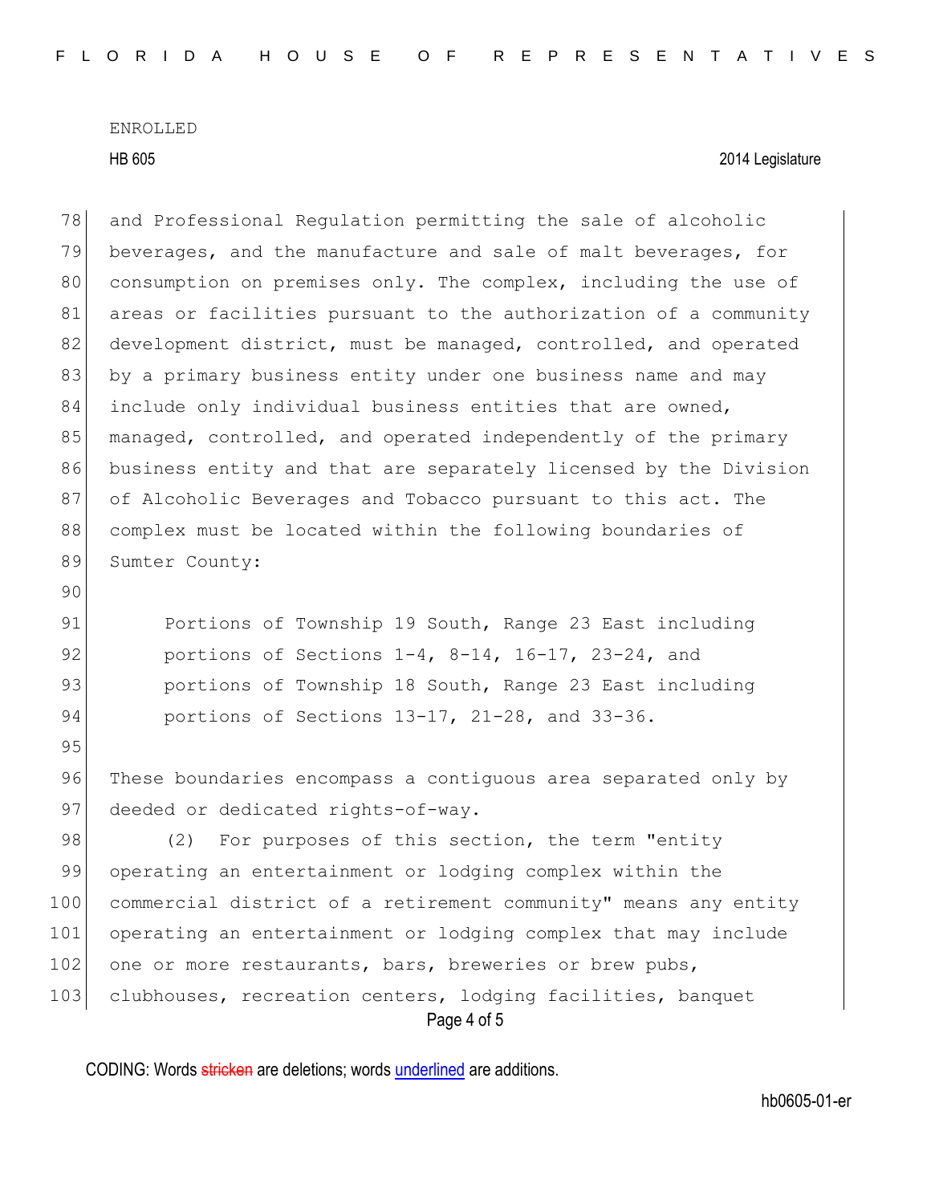and Professional Regulation permitting the sale of alcoholic beverages, and the manufacture and sale of malt beverages, for consumption on premises only. The complex, including the use of areas or facilities pursuant to the authorization of a community development district, must be managed, controlled, and operated by a primary business entity under one business name and may include only individual business entities that are owned, managed, controlled, and operated independently of the primary business entity and that are separately licensed by the Division of Alcoholic Beverages and Tobacco pursuant to this act. The complex must be located within the following boundaries of Sumter County:

> Portions of Township 19 South, Range 23 East including portions of Sections 1-4, 8-14, 16-17, 23-24, and portions of Township 18 South, Range 23 East including portions of Sections 13-17, 21-28, and 33-36.

These boundaries encompass a contiguous area separated only by deeded or dedicated rights-of-way.

(2) For purposes of this section, the term "entity operating an entertainment or lodging complex within the commercial district of a retirement community" means any entity operating an entertainment or lodging complex that may include one or more restaurants, bars, breweries or brew pubs, clubhouses, recreation centers, lodging facilities, banquet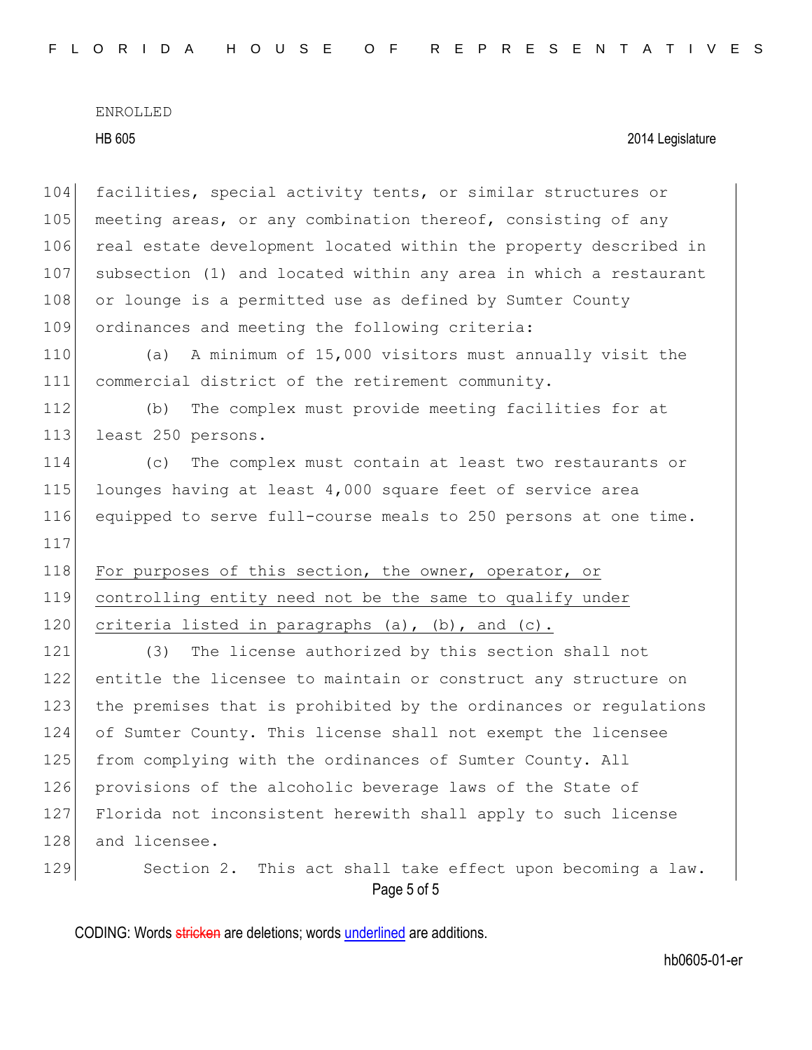facilities, special activity tents, or similar structures or meeting areas, or any combination thereof, consisting of any real estate development located within the property described in subsection (1) and located within any area in which a restaurant or lounge is a permitted use as defined by Sumter County ordinances and meeting the following criteria:

(a) A minimum of 15,000 visitors must annually visit the commercial district of the retirement community.

(b) The complex must provide meeting facilities for at least 250 persons.

(c) The complex must contain at least two restaurants or lounges having at least 4,000 square feet of service area equipped to serve full-course meals to 250 persons at one time.

For purposes of this section, the owner, operator, or controlling entity need not be the same to qualify under criteria listed in paragraphs (a), (b), and (c).

(3) The license authorized by this section shall not entitle the licensee to maintain or construct any structure on the premises that is prohibited by the ordinances or regulations of Sumter County. This license shall not exempt the licensee from complying with the ordinances of Sumter County. All provisions of the alcoholic beverage laws of the State of Florida not inconsistent herewith shall apply to such license and licensee.

Section 2. This act shall take effect upon becoming a law.